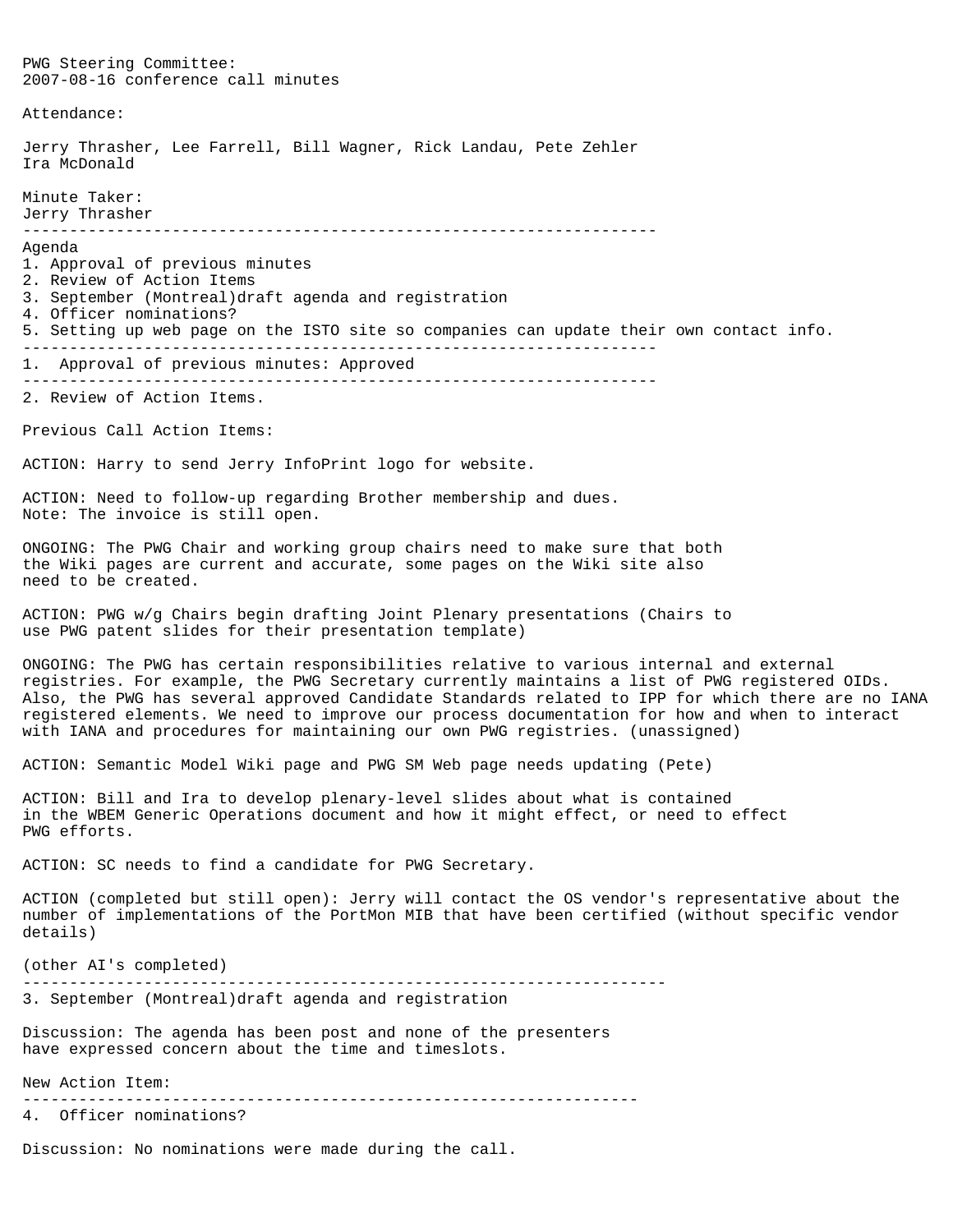PWG Steering Committee:
2007-08-16 conference call minutes

Attendance:

Jerry Thrasher, Lee Farrell, Bill Wagner, Rick Landau, Pete Zehler
Ira McDonald

Minute Taker:
Jerry Thrasher

---

Agenda
1. Approval of previous minutes
2. Review of Action Items
3. September (Montreal)draft agenda and registration
4. Officer nominations?
5. Setting up web page on the ISTO site so companies can update their own contact info.

---

1. Approval of previous minutes: Approved

---

2. Review of Action Items.

Previous Call Action Items:

ACTION: Harry to send Jerry InfoPrint logo for website.

ACTION: Need to follow-up regarding Brother membership and dues.
Note: The invoice is still open.

ONGOING: The PWG Chair and working group chairs need to make sure that both the Wiki pages are current and accurate, some pages on the Wiki site also need to be created.

ACTION: PWG w/g Chairs begin drafting Joint Plenary presentations (Chairs to use PWG patent slides for their presentation template)

ONGOING: The PWG has certain responsibilities relative to various internal and external registries. For example, the PWG Secretary currently maintains a list of PWG registered OIDs. Also, the PWG has several approved Candidate Standards related to IPP for which there are no IANA registered elements. We need to improve our process documentation for how and when to interact with IANA and procedures for maintaining our own PWG registries. (unassigned)

ACTION: Semantic Model Wiki page and PWG SM Web page needs updating (Pete)

ACTION: Bill and Ira to develop plenary-level slides about what is contained in the WBEM Generic Operations document and how it might effect, or need to effect PWG efforts.

ACTION: SC needs to find a candidate for PWG Secretary.

ACTION (completed but still open): Jerry will contact the OS vendor's representative about the number of implementations of the PortMon MIB that have been certified (without specific vendor details)

(other AI's completed)

---

3. September (Montreal)draft agenda and registration

Discussion: The agenda has been post and none of the presenters have expressed concern about the time and timeslots.

New Action Item:

---

4. Officer nominations?

Discussion: No nominations were made during the call.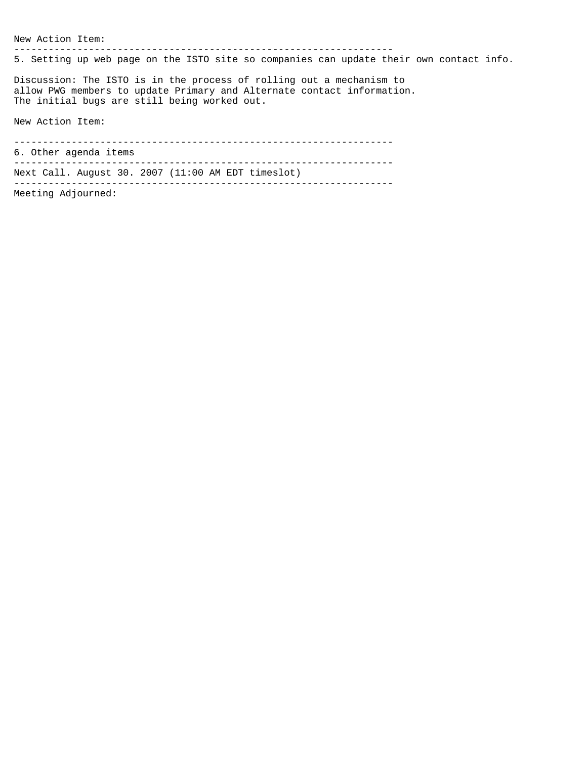New Action Item:

-----------------------------------------------------------------

5. Setting up web page on the ISTO site so companies can update their own contact info.

Discussion: The ISTO is in the process of rolling out a mechanism to allow PWG members to update Primary and Alternate contact information. The initial bugs are still being worked out.

New Action Item:

-----------------------------------------------------------------

6. Other agenda items

-----------------------------------------------------------------

Next Call. August 30. 2007 (11:00 AM EDT timeslot)

-----------------------------------------------------------------

Meeting Adjourned: